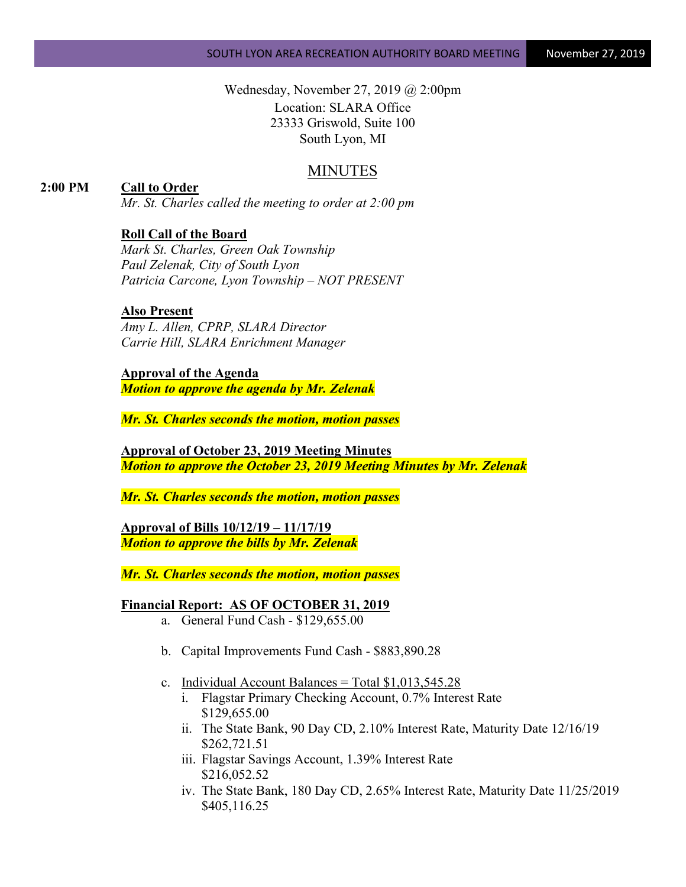Wednesday, November 27, 2019 @ 2:00pm
Location: SLARA Office
23333 Griswold, Suite 100
South Lyon, MI

# MINUTES

**2:00 PM** **Call to Order**

*Mr. St. Charles called the meeting to order at 2:00 pm*

**Roll Call of the Board**

*Mark St. Charles, Green Oak Township*
*Paul Zelenak, City of South Lyon*
*Patricia Carcone, Lyon Township – NOT PRESENT*

**Also Present**

*Amy L. Allen, CPRP, SLARA Director*
*Carrie Hill, SLARA Enrichment Manager*

**Approval of the Agenda**

***Motion to approve the agenda by Mr. Zelenak***

***Mr. St. Charles seconds the motion, motion passes***

**Approval of October 23, 2019 Meeting Minutes**

***Motion to approve the October 23, 2019 Meeting Minutes by Mr. Zelenak***

***Mr. St. Charles seconds the motion, motion passes***

**Approval of Bills 10/12/19 – 11/17/19**

***Motion to approve the bills by Mr. Zelenak***

***Mr. St. Charles seconds the motion, motion passes***

**Financial Report: AS OF OCTOBER 31, 2019**

a. General Fund Cash - $129,655.00

b. Capital Improvements Fund Cash - $883,890.28

c. Individual Account Balances = Total $1,013,545.28
   i. Flagstar Primary Checking Account, 0.7% Interest Rate
      $129,655.00
   ii. The State Bank, 90 Day CD, 2.10% Interest Rate, Maturity Date 12/16/19
      $262,721.51
   iii. Flagstar Savings Account, 1.39% Interest Rate
      $216,052.52
   iv. The State Bank, 180 Day CD, 2.65% Interest Rate, Maturity Date 11/25/2019
      $405,116.25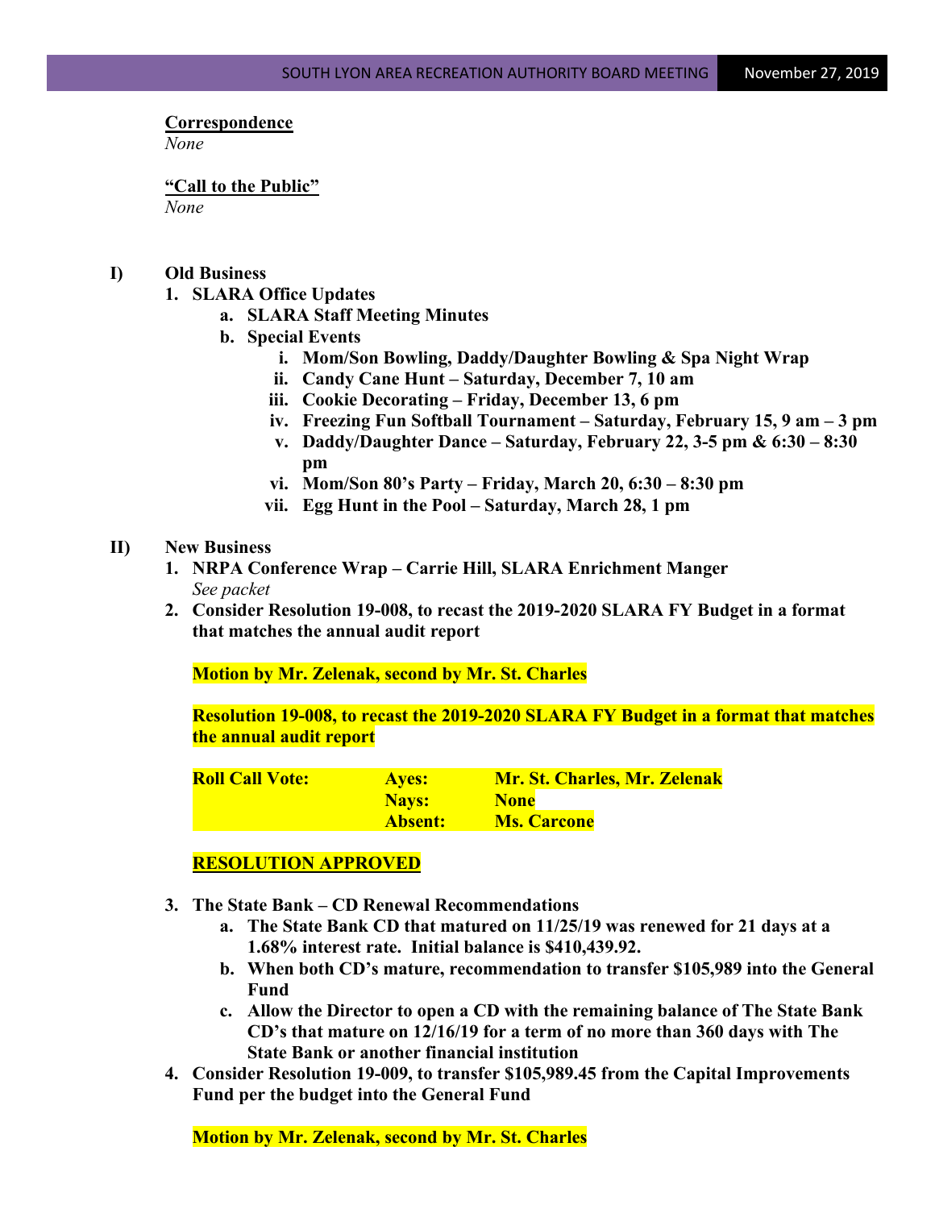**Correspondence**

*None*

**"Call to the Public"**

*None*

**I) Old Business**

1. **SLARA Office Updates**
   a. **SLARA Staff Meeting Minutes**
   b. **Special Events**
      i. **Mom/Son Bowling, Daddy/Daughter Bowling & Spa Night Wrap**
      ii. **Candy Cane Hunt – Saturday, December 7, 10 am**
      iii. **Cookie Decorating – Friday, December 13, 6 pm**
      iv. **Freezing Fun Softball Tournament – Saturday, February 15, 9 am – 3 pm**
      v. **Daddy/Daughter Dance – Saturday, February 22, 3-5 pm & 6:30 – 8:30 pm**
      vi. **Mom/Son 80's Party – Friday, March 20, 6:30 – 8:30 pm**
      vii. **Egg Hunt in the Pool – Saturday, March 28, 1 pm**

**II) New Business**

1. **NRPA Conference Wrap – Carrie Hill, SLARA Enrichment Manger**
   *See packet*
2. **Consider Resolution 19-008, to recast the 2019-2020 SLARA FY Budget in a format that matches the annual audit report**

   **Motion by Mr. Zelenak, second by Mr. St. Charles**

   **Resolution 19-008, to recast the 2019-2020 SLARA FY Budget in a format that matches the annual audit report**

   | **Roll Call Vote:** | **Ayes:** | **Mr. St. Charles, Mr. Zelenak** |
   |---|---|---|
   | | **Nays:** | **None** |
   | | **Absent:** | **Ms. Carcone** |

   **RESOLUTION APPROVED**

3. **The State Bank – CD Renewal Recommendations**
   a. **The State Bank CD that matured on 11/25/19 was renewed for 21 days at a 1.68% interest rate. Initial balance is $410,439.92.**
   b. **When both CD's mature, recommendation to transfer $105,989 into the General Fund**
   c. **Allow the Director to open a CD with the remaining balance of The State Bank CD's that mature on 12/16/19 for a term of no more than 360 days with The State Bank or another financial institution**
4. **Consider Resolution 19-009, to transfer $105,989.45 from the Capital Improvements Fund per the budget into the General Fund**

   **Motion by Mr. Zelenak, second by Mr. St. Charles**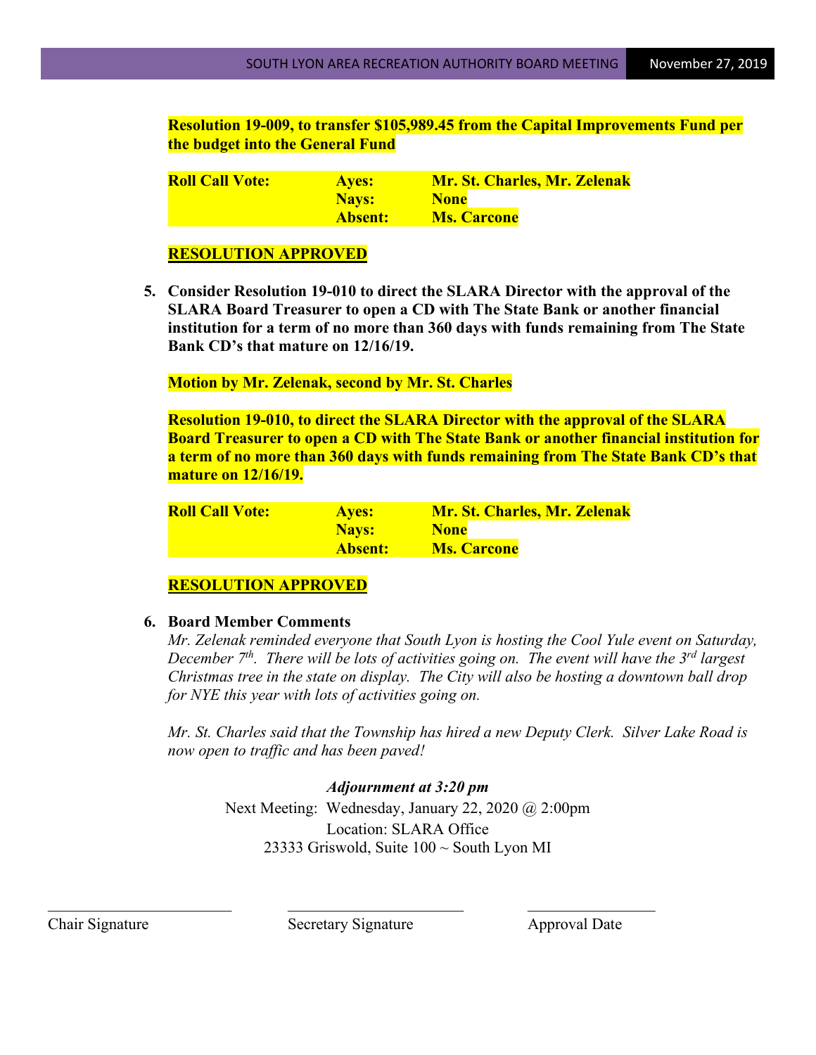**Resolution 19-009, to transfer $105,989.45 from the Capital Improvements Fund per the budget into the General Fund**

| | | |
|---|---|---|
| **Roll Call Vote:** | **Ayes:** | **Mr. St. Charles, Mr. Zelenak** |
| | **Nays:** | **None** |
| | **Absent:** | **Ms. Carcone** |

**RESOLUTION APPROVED**

5. **Consider Resolution 19-010 to direct the SLARA Director with the approval of the SLARA Board Treasurer to open a CD with The State Bank or another financial institution for a term of no more than 360 days with funds remaining from The State Bank CD's that mature on 12/16/19.**

   **Motion by Mr. Zelenak, second by Mr. St. Charles**

   **Resolution 19-010, to direct the SLARA Director with the approval of the SLARA Board Treasurer to open a CD with The State Bank or another financial institution for a term of no more than 360 days with funds remaining from The State Bank CD's that mature on 12/16/19.**

| | | |
|---|---|---|
| **Roll Call Vote:** | **Ayes:** | **Mr. St. Charles, Mr. Zelenak** |
| | **Nays:** | **None** |
| | **Absent:** | **Ms. Carcone** |

   **RESOLUTION APPROVED**

6. **Board Member Comments**
   *Mr. Zelenak reminded everyone that South Lyon is hosting the Cool Yule event on Saturday, December 7th. There will be lots of activities going on. The event will have the 3rd largest Christmas tree in the state on display. The City will also be hosting a downtown ball drop for NYE this year with lots of activities going on.*

   *Mr. St. Charles said that the Township has hired a new Deputy Clerk. Silver Lake Road is now open to traffic and has been paved!*

***Adjournment at 3:20 pm***

Next Meeting: Wednesday, January 22, 2020 @ 2:00pm
Location: SLARA Office
23333 Griswold, Suite 100 ~ South Lyon MI

\_\_\_\_\_\_\_\_\_\_\_\_\_\_\_\_\_\_\_\_\_\_\_\_ Chair Signature

\_\_\_\_\_\_\_\_\_\_\_\_\_\_\_\_\_\_\_\_\_\_\_\_ Secretary Signature

\_\_\_\_\_\_\_\_\_\_\_\_\_\_\_\_\_\_\_\_\_\_\_\_ Approval Date